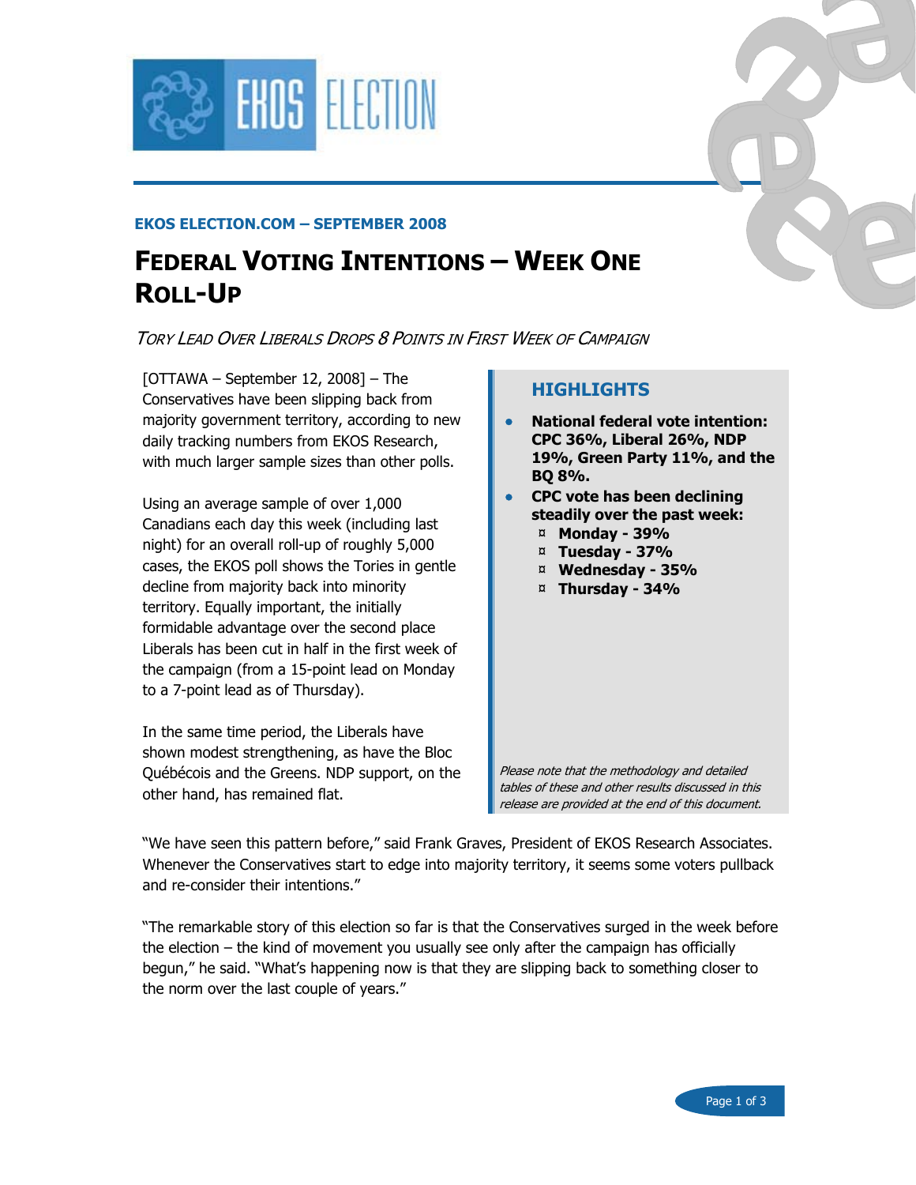EKOS ELECTION

**EKOS ELECTION.COM – SEPTEMBER 2008**

# FEDERAL VOTING INTENTIONS – WEEK ONE ROLL-UP

*TORY LEAD OVER LIBERALS DROPS 8 POINTS IN FIRST WEEK OF CAMPAIGN*

[OTTAWA – September 12, 2008] – The Conservatives have been slipping back from majority government territory, according to new daily tracking numbers from EKOS Research, with much larger sample sizes than other polls.

Using an average sample of over 1,000 Canadians each day this week (including last night) for an overall roll-up of roughly 5,000 cases, the EKOS poll shows the Tories in gentle decline from majority back into minority territory. Equally important, the initially formidable advantage over the second place Liberals has been cut in half in the first week of the campaign (from a 15-point lead on Monday to a 7-point lead as of Thursday).

In the same time period, the Liberals have shown modest strengthening, as have the Bloc Québécois and the Greens. NDP support, on the other hand, has remained flat.

## HIGHLIGHTS

- **National federal vote intention: CPC 36%, Liberal 26%, NDP 19%, Green Party 11%, and the BQ 8%.**
- **CPC vote has been declining steadily over the past week:**
  - **Monday - 39%**
  - **Tuesday - 37%**
  - **Wednesday - 35%**
  - **Thursday - 34%**

*Please note that the methodology and detailed tables of these and other results discussed in this release are provided at the end of this document.*

"We have seen this pattern before," said Frank Graves, President of EKOS Research Associates. Whenever the Conservatives start to edge into majority territory, it seems some voters pullback and re-consider their intentions."

"The remarkable story of this election so far is that the Conservatives surged in the week before the election – the kind of movement you usually see only after the campaign has officially begun," he said. "What's happening now is that they are slipping back to something closer to the norm over the last couple of years."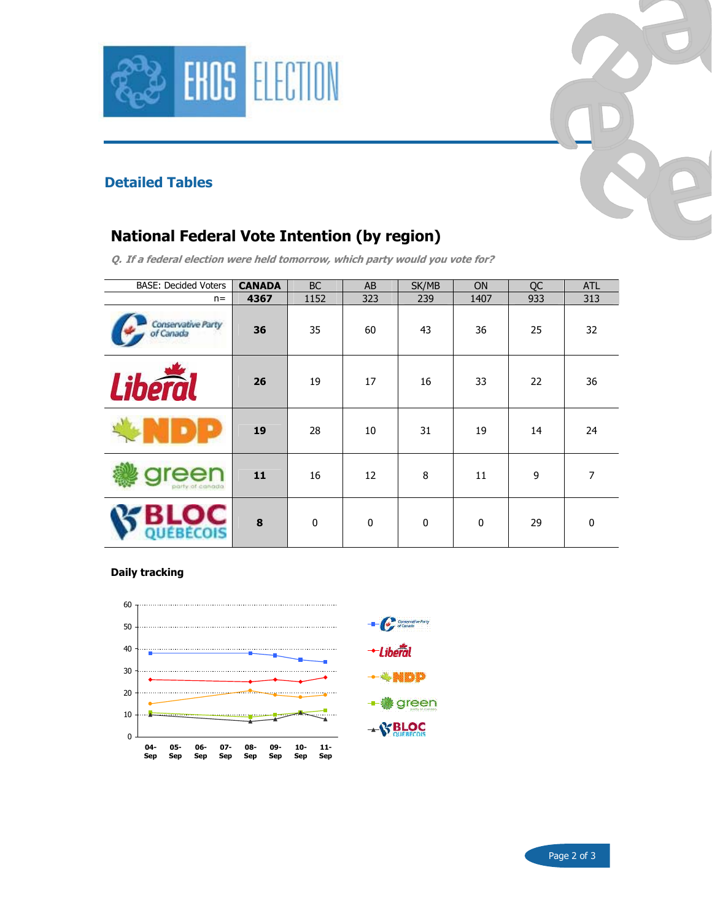EKOS ELECTION

## Detailed Tables

### National Federal Vote Intention (by region)

*Q. If a federal election were held tomorrow, which party would you vote for?*

| BASE: Decided Voters | **CANADA** | BC | AB | SK/MB | ON | QC | ATL |
|---|---|---|---|---|---|---|---|
| n= | **4367** | 1152 | 323 | 239 | 1407 | 933 | 313 |
| Conservative Party of Canada | **36** | 35 | 60 | 43 | 36 | 25 | 32 |
| Liberal | **26** | 19 | 17 | 16 | 33 | 22 | 36 |
| NDP | **19** | 28 | 10 | 31 | 19 | 14 | 24 |
| green party of canada | **11** | 16 | 12 | 8 | 11 | 9 | 7 |
| BLOC QUÉBÉCOIS | **8** | 0 | 0 | 0 | 0 | 29 | 0 |

**Daily tracking**

60
50
40
30
20
10
0

04-Sep 05-Sep 06-Sep 07-Sep 08-Sep 09-Sep 10-Sep 11-Sep

Conservative Party of Canada
Liberal
NDP
green
BLOC QUÉBÉCOIS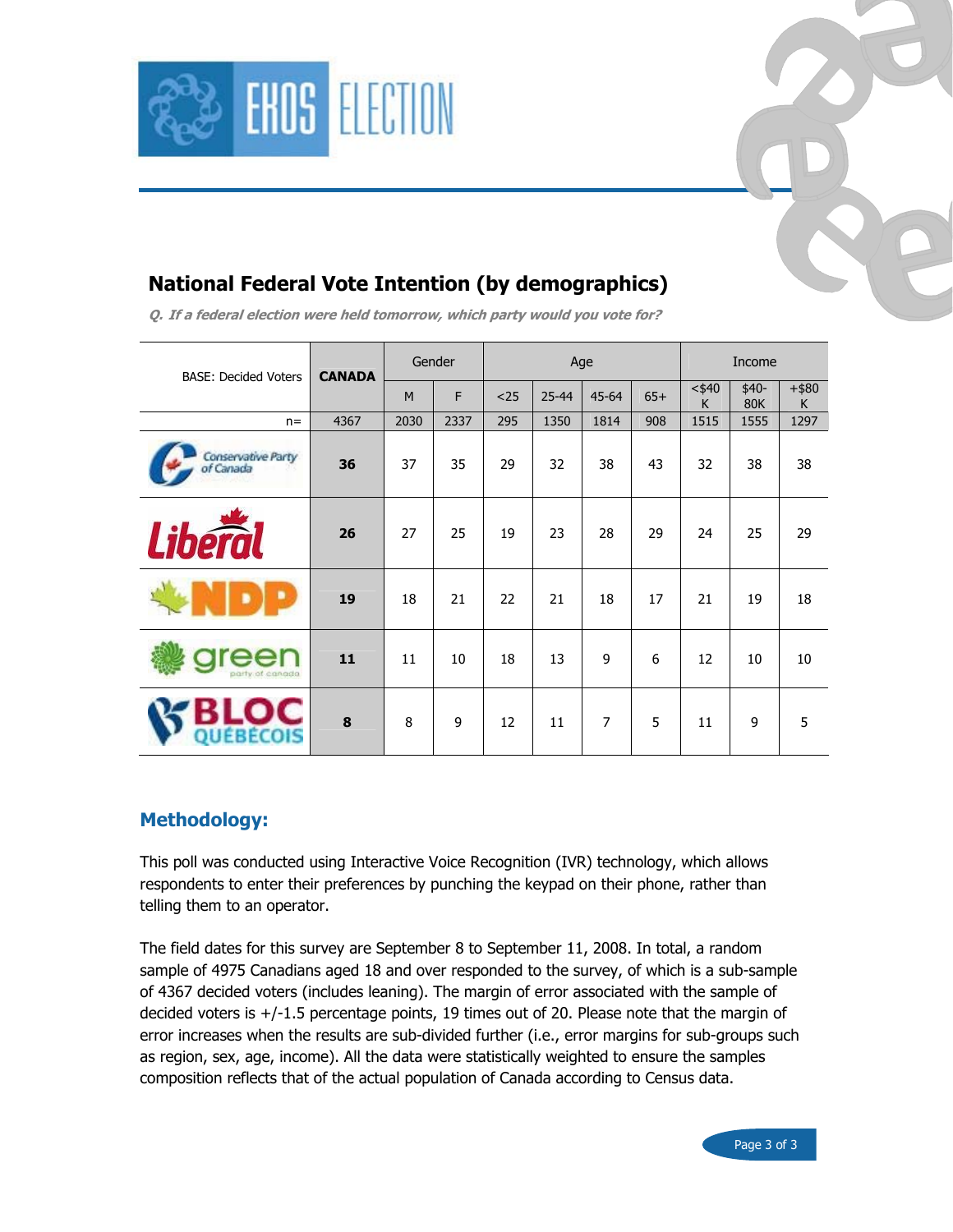EKOS ELECTION

## National Federal Vote Intention (by demographics)

*Q. If a federal election were held tomorrow, which party would you vote for?*

| BASE: Decided Voters | CANADA | Gender | | Age | | | | Income | | |
|---|---|---|---|---|---|---|---|---|---|---|
| | | M | F | <25 | 25-44 | 45-64 | 65+ | <$40 K | $40-80K | +$80 K |
| n= | 4367 | 2030 | 2337 | 295 | 1350 | 1814 | 908 | 1515 | 1555 | 1297 |
| Conservative Party of Canada | **36** | 37 | 35 | 29 | 32 | 38 | 43 | 32 | 38 | 38 |
| Liberal | **26** | 27 | 25 | 19 | 23 | 28 | 29 | 24 | 25 | 29 |
| NDP | **19** | 18 | 21 | 22 | 21 | 18 | 17 | 21 | 19 | 18 |
| green party of canada | **11** | 11 | 10 | 18 | 13 | 9 | 6 | 12 | 10 | 10 |
| BLOC QUÉBÉCOIS | **8** | 8 | 9 | 12 | 11 | 7 | 5 | 11 | 9 | 5 |

## Methodology:

This poll was conducted using Interactive Voice Recognition (IVR) technology, which allows respondents to enter their preferences by punching the keypad on their phone, rather than telling them to an operator.

The field dates for this survey are September 8 to September 11, 2008. In total, a random sample of 4975 Canadians aged 18 and over responded to the survey, of which is a sub-sample of 4367 decided voters (includes leaning). The margin of error associated with the sample of decided voters is +/-1.5 percentage points, 19 times out of 20. Please note that the margin of error increases when the results are sub-divided further (i.e., error margins for sub-groups such as region, sex, age, income). All the data were statistically weighted to ensure the samples composition reflects that of the actual population of Canada according to Census data.